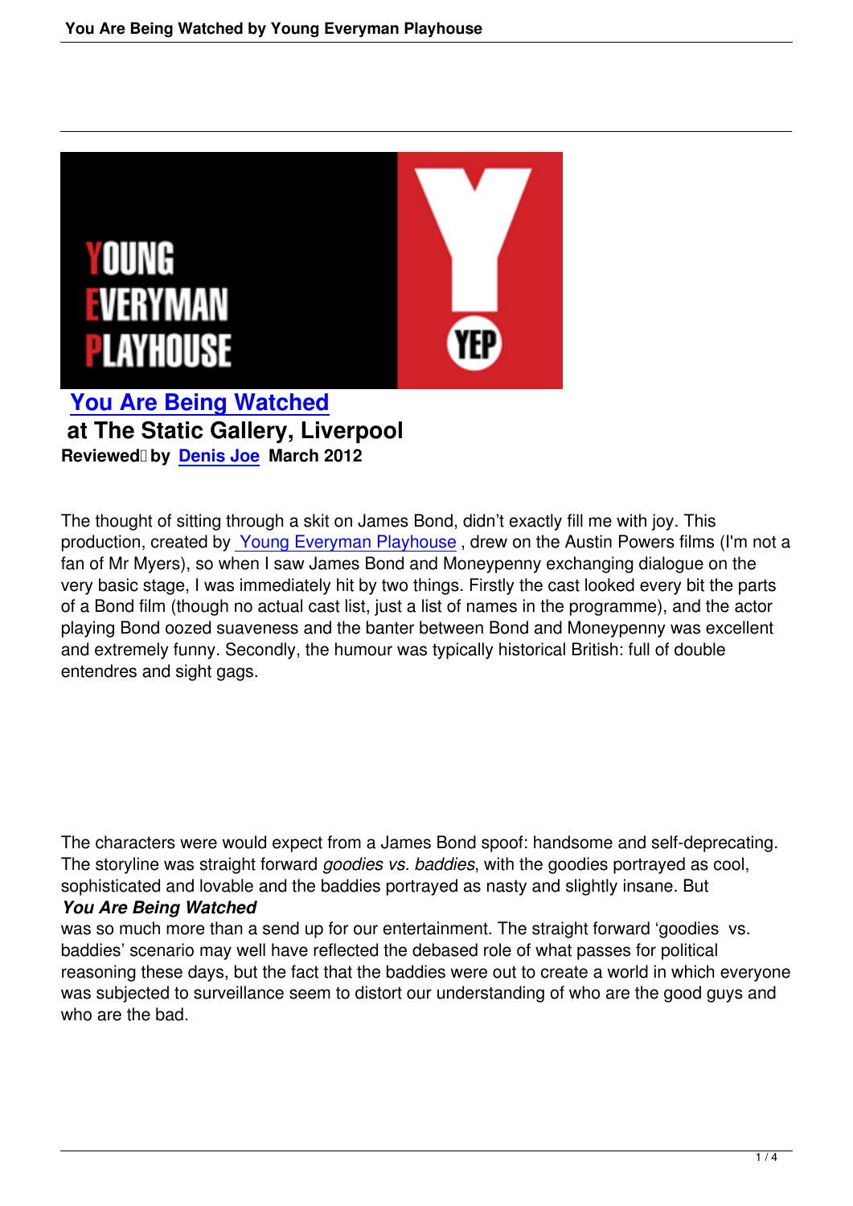## You Are Being Watched

## at The Static Gallery, Liverpool

**Reviewed by Denis Joe March 2012**

The thought of sitting through a skit on James Bond, didn't exactly fill me with joy. This production, created by Young Everyman Playhouse , drew on the Austin Powers films (I'm not a fan of Mr Myers), so when I saw James Bond and Moneypenny exchanging dialogue on the very basic stage, I was immediately hit by two things. Firstly the cast looked every bit the parts of a Bond film (though no actual cast list, just a list of names in the programme), and the actor playing Bond oozed suaveness and the banter between Bond and Moneypenny was excellent and extremely funny. Secondly, the humour was typically historical British: full of double entendres and sight gags.

The characters were would expect from a James Bond spoof: handsome and self-deprecating. The storyline was straight forward *goodies vs. baddies*, with the goodies portrayed as cool, sophisticated and lovable and the baddies portrayed as nasty and slightly insane. But ***You Are Being Watched*** was so much more than a send up for our entertainment. The straight forward 'goodies vs. baddies' scenario may well have reflected the debased role of what passes for political reasoning these days, but the fact that the baddies were out to create a world in which everyone was subjected to surveillance seem to distort our understanding of who are the good guys and who are the bad.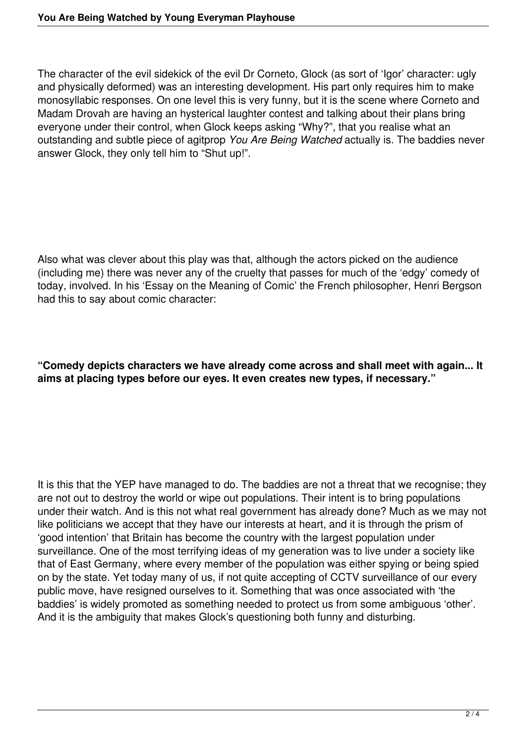The character of the evil sidekick of the evil Dr Corneto, Glock (as sort of 'Igor' character: ugly and physically deformed) was an interesting development. His part only requires him to make monosyllabic responses. On one level this is very funny, but it is the scene where Corneto and Madam Drovah are having an hysterical laughter contest and talking about their plans bring everyone under their control, when Glock keeps asking "Why?", that you realise what an outstanding and subtle piece of agitprop *You Are Being Watched* actually is. The baddies never answer Glock, they only tell him to "Shut up!".

Also what was clever about this play was that, although the actors picked on the audience (including me) there was never any of the cruelty that passes for much of the 'edgy' comedy of today, involved. In his 'Essay on the Meaning of Comic' the French philosopher, Henri Bergson had this to say about comic character:

**"Comedy depicts characters we have already come across and shall meet with again... It aims at placing types before our eyes. It even creates new types, if necessary."**

It is this that the YEP have managed to do. The baddies are not a threat that we recognise; they are not out to destroy the world or wipe out populations. Their intent is to bring populations under their watch. And is this not what real government has already done? Much as we may not like politicians we accept that they have our interests at heart, and it is through the prism of 'good intention' that Britain has become the country with the largest population under surveillance. One of the most terrifying ideas of my generation was to live under a society like that of East Germany, where every member of the population was either spying or being spied on by the state. Yet today many of us, if not quite accepting of CCTV surveillance of our every public move, have resigned ourselves to it. Something that was once associated with 'the baddies' is widely promoted as something needed to protect us from some ambiguous 'other'. And it is the ambiguity that makes Glock's questioning both funny and disturbing.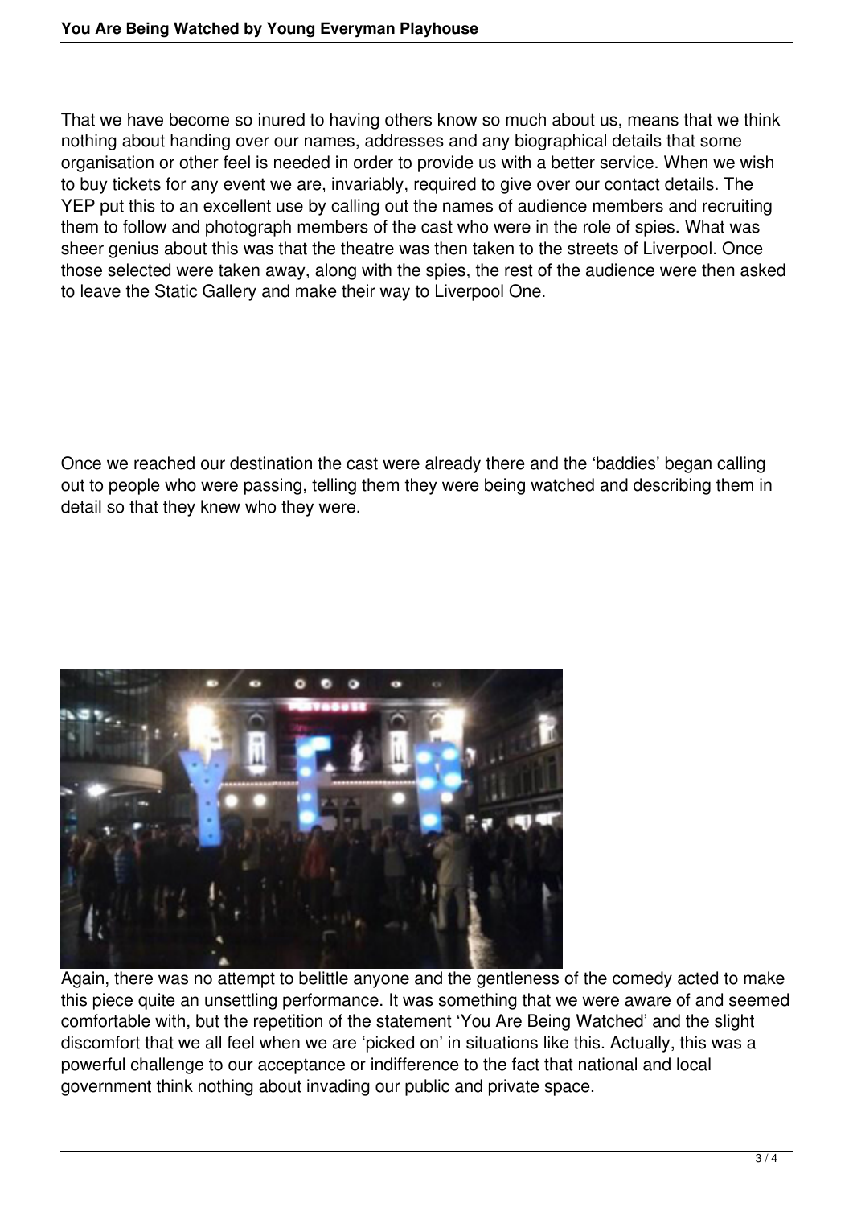That we have become so inured to having others know so much about us, means that we think nothing about handing over our names, addresses and any biographical details that some organisation or other feel is needed in order to provide us with a better service. When we wish to buy tickets for any event we are, invariably, required to give over our contact details. The YEP put this to an excellent use by calling out the names of audience members and recruiting them to follow and photograph members of the cast who were in the role of spies. What was sheer genius about this was that the theatre was then taken to the streets of Liverpool. Once those selected were taken away, along with the spies, the rest of the audience were then asked to leave the Static Gallery and make their way to Liverpool One.

Once we reached our destination the cast were already there and the 'baddies' began calling out to people who were passing, telling them they were being watched and describing them in detail so that they knew who they were.

Again, there was no attempt to belittle anyone and the gentleness of the comedy acted to make this piece quite an unsettling performance. It was something that we were aware of and seemed comfortable with, but the repetition of the statement 'You Are Being Watched' and the slight discomfort that we all feel when we are 'picked on' in situations like this. Actually, this was a powerful challenge to our acceptance or indifference to the fact that national and local government think nothing about invading our public and private space.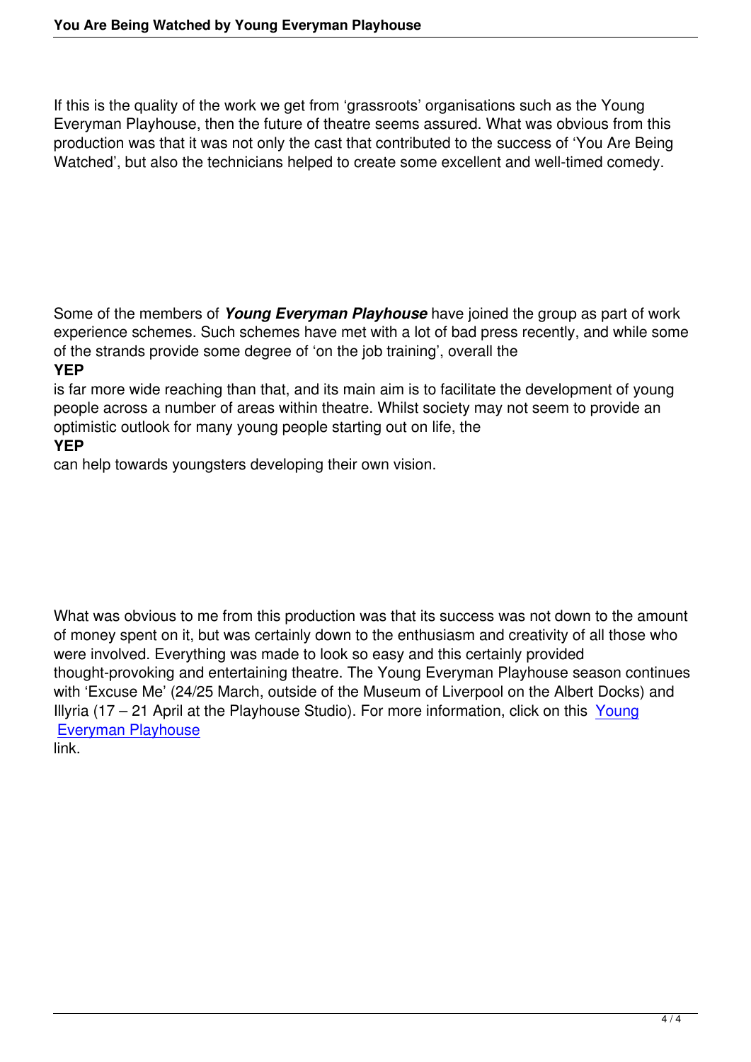If this is the quality of the work we get from 'grassroots' organisations such as the Young Everyman Playhouse, then the future of theatre seems assured. What was obvious from this production was that it was not only the cast that contributed to the success of 'You Are Being Watched', but also the technicians helped to create some excellent and well-timed comedy.

Some of the members of ***Young Everyman Playhouse*** have joined the group as part of work experience schemes. Such schemes have met with a lot of bad press recently, and while some of the strands provide some degree of 'on the job training', overall the **YEP** is far more wide reaching than that, and its main aim is to facilitate the development of young people across a number of areas within theatre. Whilst society may not seem to provide an optimistic outlook for many young people starting out on life, the **YEP** can help towards youngsters developing their own vision.

What was obvious to me from this production was that its success was not down to the amount of money spent on it, but was certainly down to the enthusiasm and creativity of all those who were involved. Everything was made to look so easy and this certainly provided thought-provoking and entertaining theatre. The Young Everyman Playhouse season continues with 'Excuse Me' (24/25 March, outside of the Museum of Liverpool on the Albert Docks) and Illyria (17 – 21 April at the Playhouse Studio). For more information, click on this Young Everyman Playhouse link.